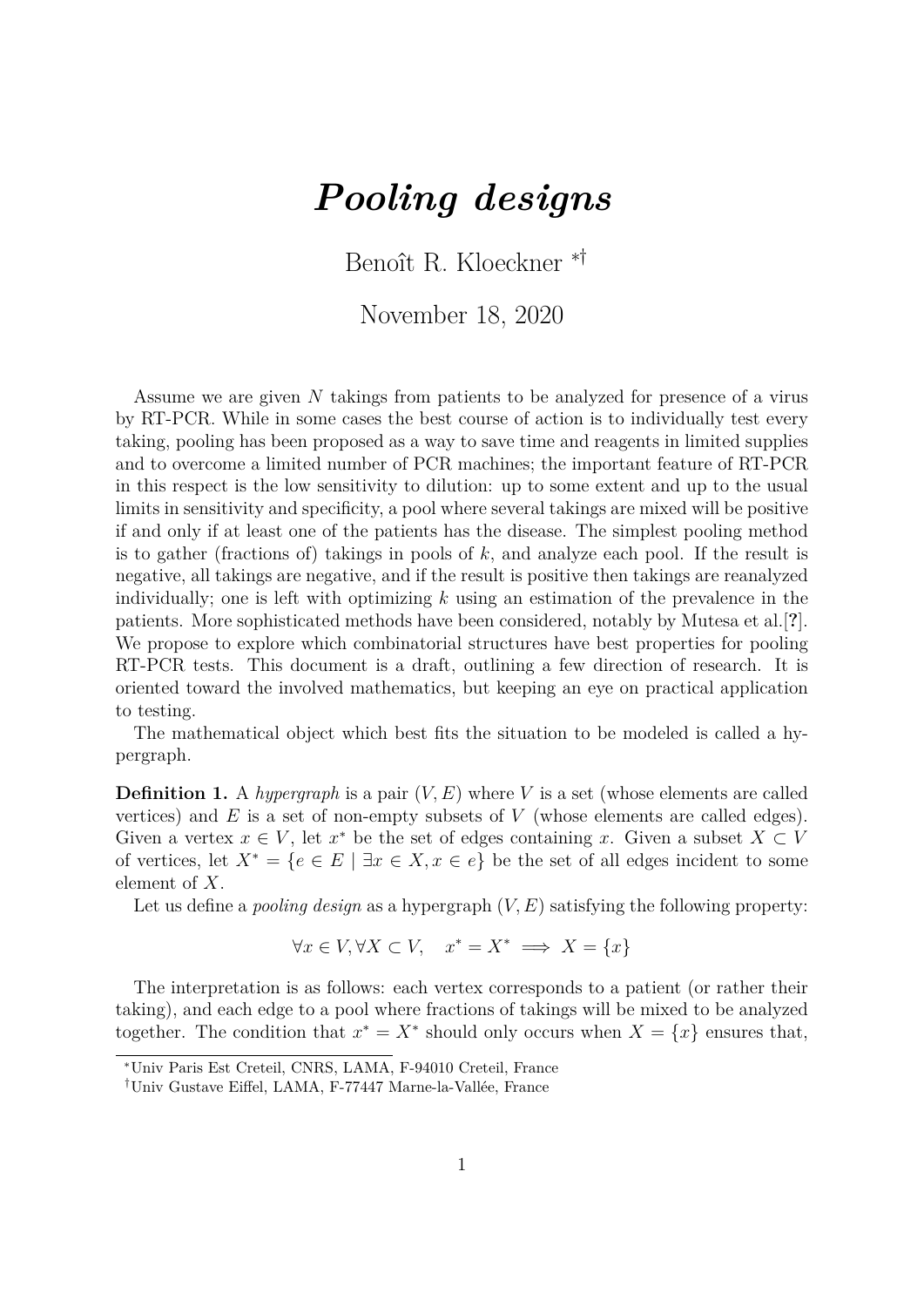# *Pooling designs*

Benoît R. Kloeckner [*,†]

November 18, 2020

Assume we are given $N$ takings from patients to be analyzed for presence of a virus by RT-PCR. While in some cases the best course of action is to individually test every taking, pooling has been proposed as a way to save time and reagents in limited supplies and to overcome a limited number of PCR machines; the important feature of RT-PCR in this respect is the low sensitivity to dilution: up to some extent and up to the usual limits in sensitivity and specificity, a pool where several takings are mixed will be positive if and only if at least one of the patients has the disease. The simplest pooling method is to gather (fractions of) takings in pools of $k$, and analyze each pool. If the result is negative, all takings are negative, and if the result is positive then takings are reanalyzed individually; one is left with optimizing $k$ using an estimation of the prevalence in the patients. More sophisticated methods have been considered, notably by Mutesa et al.[**?**]. We propose to explore which combinatorial structures have best properties for pooling RT-PCR tests. This document is a draft, outlining a few direction of research. It is oriented toward the involved mathematics, but keeping an eye on practical application to testing.

The mathematical object which best fits the situation to be modeled is called a hypergraph.

**Definition 1.** A *hypergraph* is a pair $(V, E)$ where $V$ is a set (whose elements are called vertices) and $E$ is a set of non-empty subsets of $V$ (whose elements are called edges). Given a vertex $x \in V$, let $x^*$ be the set of edges containing $x$. Given a subset $X \subset V$ of vertices, let $X^* = \{e \in E \mid \exists x \in X, x \in e\}$ be the set of all edges incident to some element of $X$.

Let us define a *pooling design* as a hypergraph $(V, E)$ satisfying the following property:

$$\forall x \in V, \forall X \subset V, \quad x^* = X^* \implies X = \{x\}$$

The interpretation is as follows: each vertex corresponds to a patient (or rather their taking), and each edge to a pool where fractions of takings will be mixed to be analyzed together. The condition that $x^* = X^*$ should only occurs when $X = \{x\}$ ensures that,

*Univ Paris Est Creteil, CNRS, LAMA, F-94010 Creteil, France

†Univ Gustave Eiffel, LAMA, F-77447 Marne-la-Vallée, France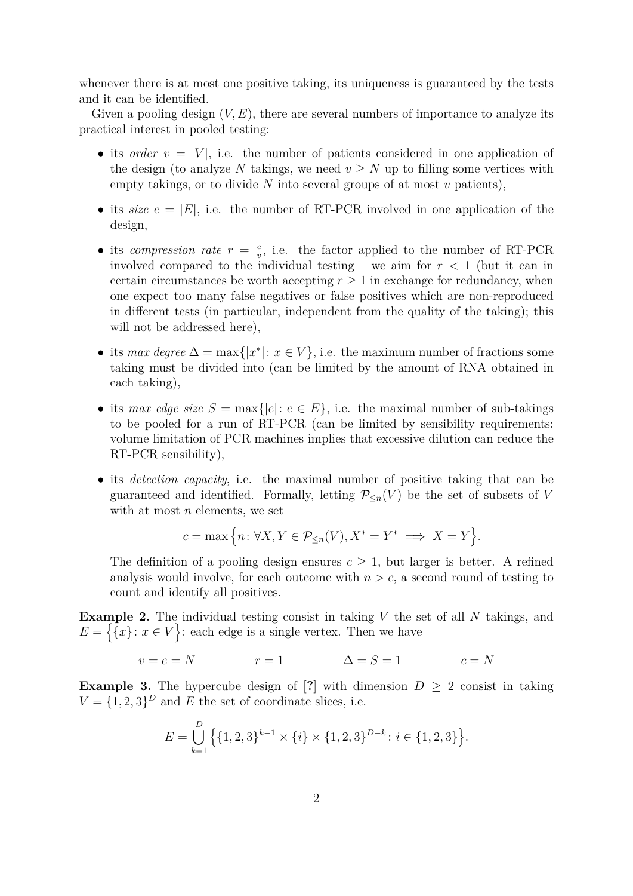whenever there is at most one positive taking, its uniqueness is guaranteed by the tests and it can be identified.

Given a pooling design $(V, E)$, there are several numbers of importance to analyze its practical interest in pooled testing:

- its *order* $v = |V|$, i.e. the number of patients considered in one application of the design (to analyze $N$ takings, we need $v \geq N$ up to filling some vertices with empty takings, or to divide $N$ into several groups of at most $v$ patients),
- its *size* $e = |E|$, i.e. the number of RT-PCR involved in one application of the design,
- its *compression rate* $r = \frac{e}{v}$, i.e. the factor applied to the number of RT-PCR involved compared to the individual testing – we aim for $r < 1$ (but it can in certain circumstances be worth accepting $r \geq 1$ in exchange for redundancy, when one expect too many false negatives or false positives which are non-reproduced in different tests (in particular, independent from the quality of the taking); this will not be addressed here),
- its *max degree* $\Delta = \max\{|x^*| : x \in V\}$, i.e. the maximum number of fractions some taking must be divided into (can be limited by the amount of RNA obtained in each taking),
- its *max edge size* $S = \max\{|e| : e \in E\}$, i.e. the maximal number of sub-takings to be pooled for a run of RT-PCR (can be limited by sensibility requirements: volume limitation of PCR machines implies that excessive dilution can reduce the RT-PCR sensibility),
- its *detection capacity*, i.e. the maximal number of positive taking that can be guaranteed and identified. Formally, letting $\mathcal{P}_{\leq n}(V)$ be the set of subsets of $V$ with at most $n$ elements, we set

$$c = \max\Big\{n \colon \forall X, Y \in \mathcal{P}_{\leq n}(V), X^* = Y^* \implies X = Y\Big\}.$$

The definition of a pooling design ensures $c \geq 1$, but larger is better. A refined analysis would involve, for each outcome with $n > c$, a second round of testing to count and identify all positives.

**Example 2.** The individual testing consist in taking $V$ the set of all $N$ takings, and $E = \Big\{\{x\} \colon x \in V\Big\}$: each edge is a single vertex. Then we have

$$v = e = N \qquad\qquad r = 1 \qquad\qquad \Delta = S = 1 \qquad\qquad c = N$$

**Example 3.** The hypercube design of [?] with dimension $D \geq 2$ consist in taking $V = \{1, 2, 3\}^D$ and $E$ the set of coordinate slices, i.e.

$$E = \bigcup_{k=1}^{D} \Big\{\{1, 2, 3\}^{k-1} \times \{i\} \times \{1, 2, 3\}^{D-k} \colon i \in \{1, 2, 3\}\Big\}.$$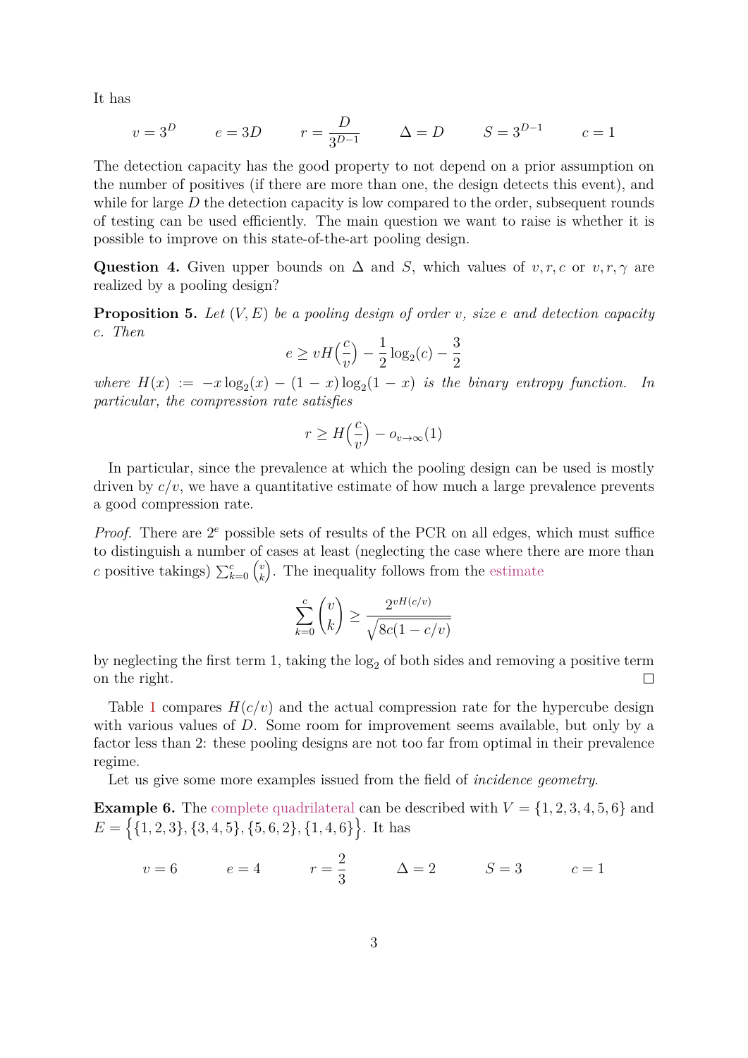It has

$$v = 3^D \qquad e = 3D \qquad r = \frac{D}{3^{D-1}} \qquad \Delta = D \qquad S = 3^{D-1} \qquad c = 1$$

The detection capacity has the good property to not depend on a prior assumption on the number of positives (if there are more than one, the design detects this event), and while for large $D$ the detection capacity is low compared to the order, subsequent rounds of testing can be used efficiently. The main question we want to raise is whether it is possible to improve on this state-of-the-art pooling design.

**Question 4.** Given upper bounds on $\Delta$ and $S$, which values of $v, r, c$ or $v, r, \gamma$ are realized by a pooling design?

**Proposition 5.** *Let $(V, E)$ be a pooling design of order $v$, size $e$ and detection capacity $c$. Then*

$$e \geq vH\Big(\frac{c}{v}\Big) - \frac{1}{2}\log_2(c) - \frac{3}{2}$$

*where $H(x) := -x\log_2(x) - (1-x)\log_2(1-x)$ is the binary entropy function. In particular, the compression rate satisfies*

$$r \geq H\Big(\frac{c}{v}\Big) - o_{v\to\infty}(1)$$

In particular, since the prevalence at which the pooling design can be used is mostly driven by $c/v$, we have a quantitative estimate of how much a large prevalence prevents a good compression rate.

*Proof.* There are $2^e$ possible sets of results of the PCR on all edges, which must suffice to distinguish a number of cases at least (neglecting the case where there are more than $c$ positive takings) $\sum_{k=0}^{c}\binom{v}{k}$. The inequality follows from the estimate

$$\sum_{k=0}^{c}\binom{v}{k} \geq \frac{2^{vH(c/v)}}{\sqrt{8c(1-c/v)}}$$

by neglecting the first term 1, taking the $\log_2$ of both sides and removing a positive term on the right. □

Table 1 compares $H(c/v)$ and the actual compression rate for the hypercube design with various values of $D$. Some room for improvement seems available, but only by a factor less than 2: these pooling designs are not too far from optimal in their prevalence regime.

Let us give some more examples issued from the field of *incidence geometry*.

**Example 6.** The complete quadrilateral can be described with $V = \{1, 2, 3, 4, 5, 6\}$ and $E = \big\{\{1, 2, 3\}, \{3, 4, 5\}, \{5, 6, 2\}, \{1, 4, 6\}\big\}$. It has

$$v = 6 \qquad e = 4 \qquad r = \frac{2}{3} \qquad \Delta = 2 \qquad S = 3 \qquad c = 1$$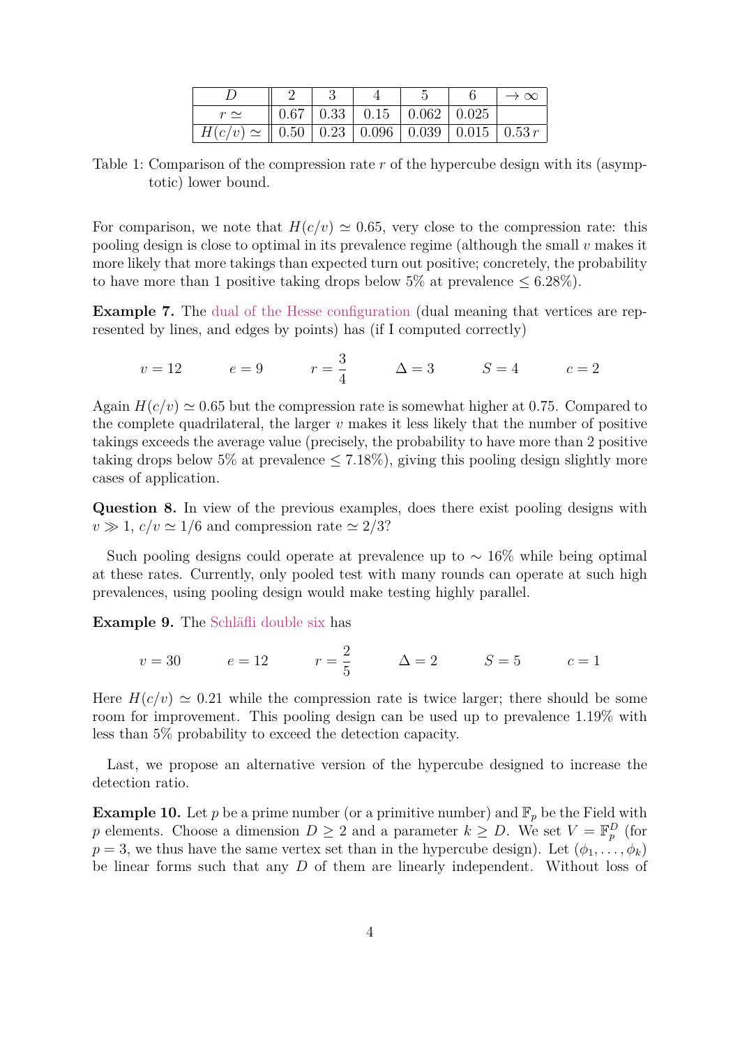| $D$ | 2 | 3 | 4 | 5 | 6 | $\to\infty$ |
|---|---|---|---|---|---|---|
| $r \simeq$ | 0.67 | 0.33 | 0.15 | 0.062 | 0.025 | |
| $H(c/v) \simeq$ | 0.50 | 0.23 | 0.096 | 0.039 | 0.015 | $0.53\,r$ |

Table 1: Comparison of the compression rate $r$ of the hypercube design with its (asymptotic) lower bound.

For comparison, we note that $H(c/v) \simeq 0.65$, very close to the compression rate: this pooling design is close to optimal in its prevalence regime (although the small $v$ makes it more likely that more takings than expected turn out positive; concretely, the probability to have more than 1 positive taking drops below 5% at prevalence $\leq 6.28\%$).

**Example 7.** The dual of the Hesse configuration (dual meaning that vertices are represented by lines, and edges by points) has (if I computed correctly)

$$v = 12 \qquad e = 9 \qquad r = \frac{3}{4} \qquad \Delta = 3 \qquad S = 4 \qquad c = 2$$

Again $H(c/v) \simeq 0.65$ but the compression rate is somewhat higher at 0.75. Compared to the complete quadrilateral, the larger $v$ makes it less likely that the number of positive takings exceeds the average value (precisely, the probability to have more than 2 positive taking drops below 5% at prevalence $\leq 7.18\%$), giving this pooling design slightly more cases of application.

**Question 8.** In view of the previous examples, does there exist pooling designs with $v \gg 1$, $c/v \simeq 1/6$ and compression rate $\simeq 2/3$?

Such pooling designs could operate at prevalence up to $\sim 16\%$ while being optimal at these rates. Currently, only pooled test with many rounds can operate at such high prevalences, using pooling design would make testing highly parallel.

**Example 9.** The Schläfli double six has

$$v = 30 \qquad e = 12 \qquad r = \frac{2}{5} \qquad \Delta = 2 \qquad S = 5 \qquad c = 1$$

Here $H(c/v) \simeq 0.21$ while the compression rate is twice larger; there should be some room for improvement. This pooling design can be used up to prevalence 1.19% with less than 5% probability to exceed the detection capacity.

Last, we propose an alternative version of the hypercube designed to increase the detection ratio.

**Example 10.** Let $p$ be a prime number (or a primitive number) and $\mathbb{F}_p$ be the Field with $p$ elements. Choose a dimension $D \geq 2$ and a parameter $k \geq D$. We set $V = \mathbb{F}_p^D$ (for $p = 3$, we thus have the same vertex set than in the hypercube design). Let $(\phi_1, \dots, \phi_k)$ be linear forms such that any $D$ of them are linearly independent. Without loss of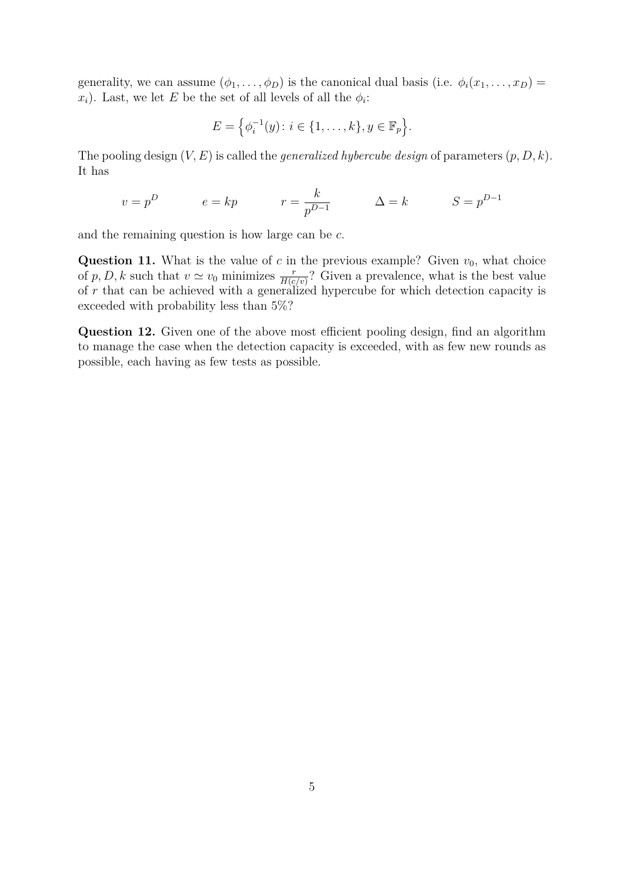generality, we can assume $(\phi_1, \dots, \phi_D)$ is the canonical dual basis (i.e. $\phi_i(x_1, \dots, x_D) = x_i$). Last, we let $E$ be the set of all levels of all the $\phi_i$:

$$E = \left\{ \phi_i^{-1}(y) \colon i \in \{1, \dots, k\}, y \in \mathbb{F}_p \right\}.$$

The pooling design $(V, E)$ is called the *generalized hybercube design* of parameters $(p, D, k)$. It has

$$v = p^D \qquad e = kp \qquad r = \frac{k}{p^{D-1}} \qquad \Delta = k \qquad S = p^{D-1}$$

and the remaining question is how large can be $c$.

**Question 11.** What is the value of $c$ in the previous example? Given $v_0$, what choice of $p, D, k$ such that $v \simeq v_0$ minimizes $\frac{r}{H(c/v)}$? Given a prevalence, what is the best value of $r$ that can be achieved with a generalized hypercube for which detection capacity is exceeded with probability less than 5%?

**Question 12.** Given one of the above most efficient pooling design, find an algorithm to manage the case when the detection capacity is exceeded, with as few new rounds as possible, each having as few tests as possible.